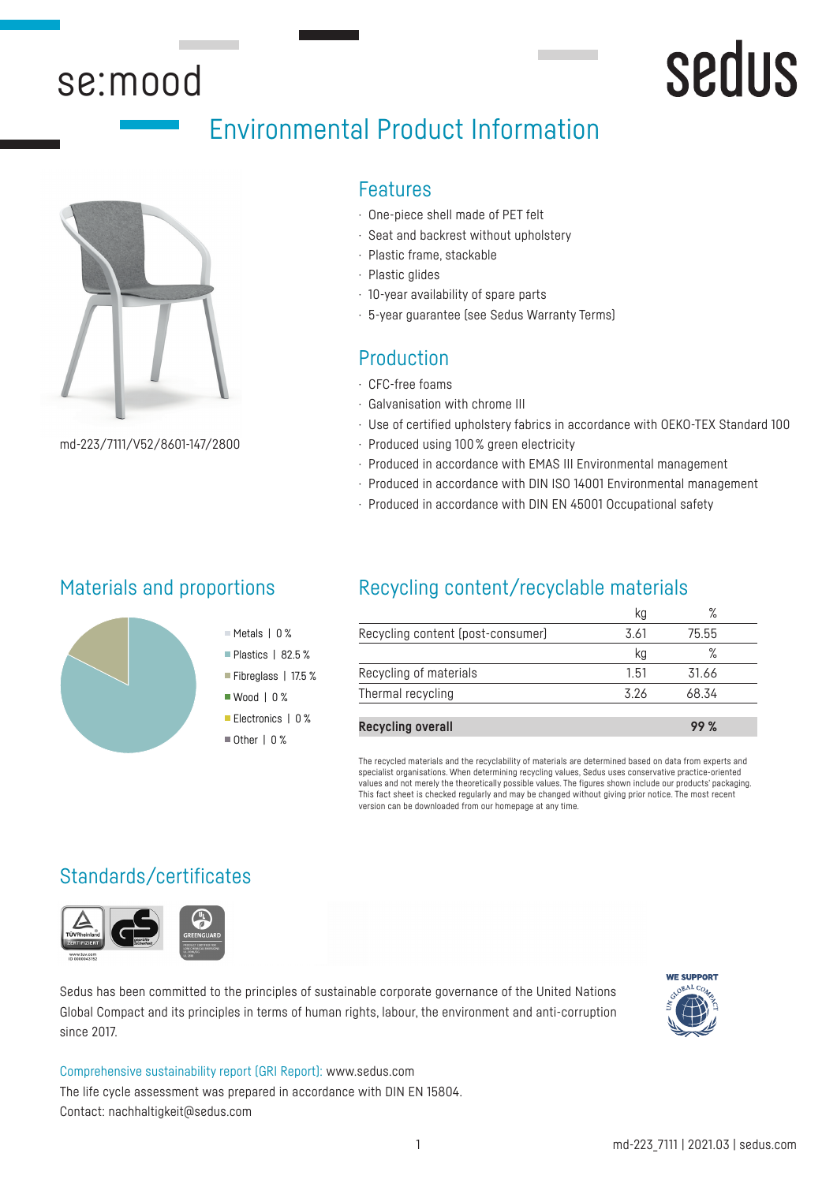# se:mood

sedus

## Environmental Product Information

md-223/7111/V52/8601-147/2800

### Features

- One-piece shell made of PET felt
- Seat and backrest without upholstery
- Plastic frame, stackable
- Plastic glides
- 10-year availability of spare parts
- 5-year guarantee (see Sedus Warranty Terms)

### Production

- CFC-free foams
- Galvanisation with chrome III
- Use of certified upholstery fabrics in accordance with OEKO-TEX Standard 100
- Produced using 100 % green electricity
- Produced in accordance with EMAS III Environmental management
- Produced in accordance with DIN ISO 14001 Environmental management
- Produced in accordance with DIN EN 45001 Occupational safety

### Materials and proportions

- Metals | 0 %
- Plastics | 82.5 %
- Fibreglass | 17.5 %
- Wood | 0 %
- Electronics | 0 %
- Other | 0 %

### Recycling content/recyclable materials

| | kg | % |
|---|---|---|
| Recycling content (post-consumer) | 3.61 | 75.55 |
| | kg | % |
| Recycling of materials | 1.51 | 31.66 |
| Thermal recycling | 3.26 | 68.34 |
| **Recycling overall** | | **99 %** |

The recycled materials and the recyclability of materials are determined based on data from experts and specialist organisations. When determining recycling values, Sedus uses conservative practice-oriented values and not merely the theoretically possible values. The figures shown include our products' packaging. This fact sheet is checked regularly and may be changed without giving prior notice. The most recent version can be downloaded from our homepage at any time.

### Standards/certificates

Sedus has been committed to the principles of sustainable corporate governance of the United Nations Global Compact and its principles in terms of human rights, labour, the environment and anti-corruption since 2017.

Comprehensive sustainability report (GRI Report): www.sedus.com
The life cycle assessment was prepared in accordance with DIN EN 15804.
Contact: nachhaltigkeit@sedus.com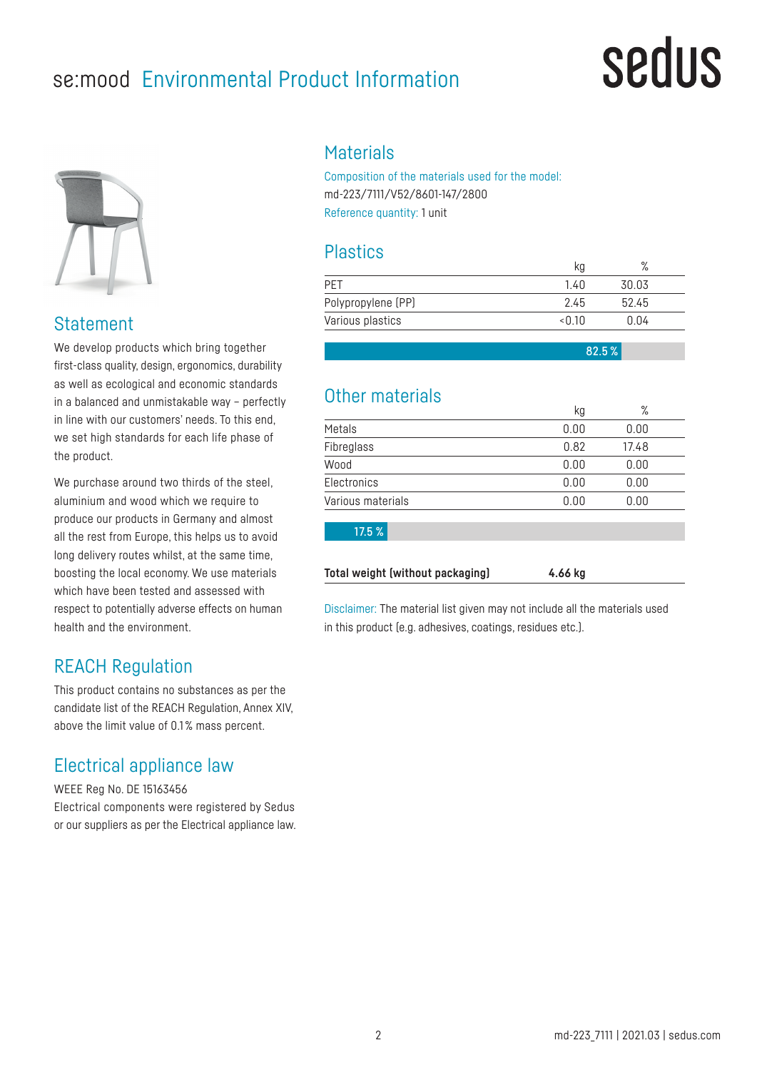# se:mood Environmental Product Information

sedus

## Statement

We develop products which bring together first-class quality, design, ergonomics, durability as well as ecological and economic standards in a balanced and unmistakable way – perfectly in line with our customers' needs. To this end, we set high standards for each life phase of the product.

We purchase around two thirds of the steel, aluminium and wood which we require to produce our products in Germany and almost all the rest from Europe, this helps us to avoid long delivery routes whilst, at the same time, boosting the local economy. We use materials which have been tested and assessed with respect to potentially adverse effects on human health and the environment.

## REACH Regulation

This product contains no substances as per the candidate list of the REACH Regulation, Annex XIV, above the limit value of 0.1 % mass percent.

## Electrical appliance law

WEEE Reg No. DE 15163456
Electrical components were registered by Sedus or our suppliers as per the Electrical appliance law.

## Materials

Composition of the materials used for the model:
md-223/7111/V52/8601-147/2800
Reference quantity: 1 unit

## Plastics

| | kg | % |
|---|---|---|
| PET | 1.40 | 30.03 |
| Polypropylene (PP) | 2.45 | 52.45 |
| Various plastics | <0.10 | 0.04 |

82.5 %

## Other materials

| | kg | % |
|---|---|---|
| Metals | 0.00 | 0.00 |
| Fibreglass | 0.82 | 17.48 |
| Wood | 0.00 | 0.00 |
| Electronics | 0.00 | 0.00 |
| Various materials | 0.00 | 0.00 |

17.5 %

| **Total weight (without packaging)** | **4.66 kg** |
|---|---|

Disclaimer: The material list given may not include all the materials used in this product (e.g. adhesives, coatings, residues etc.).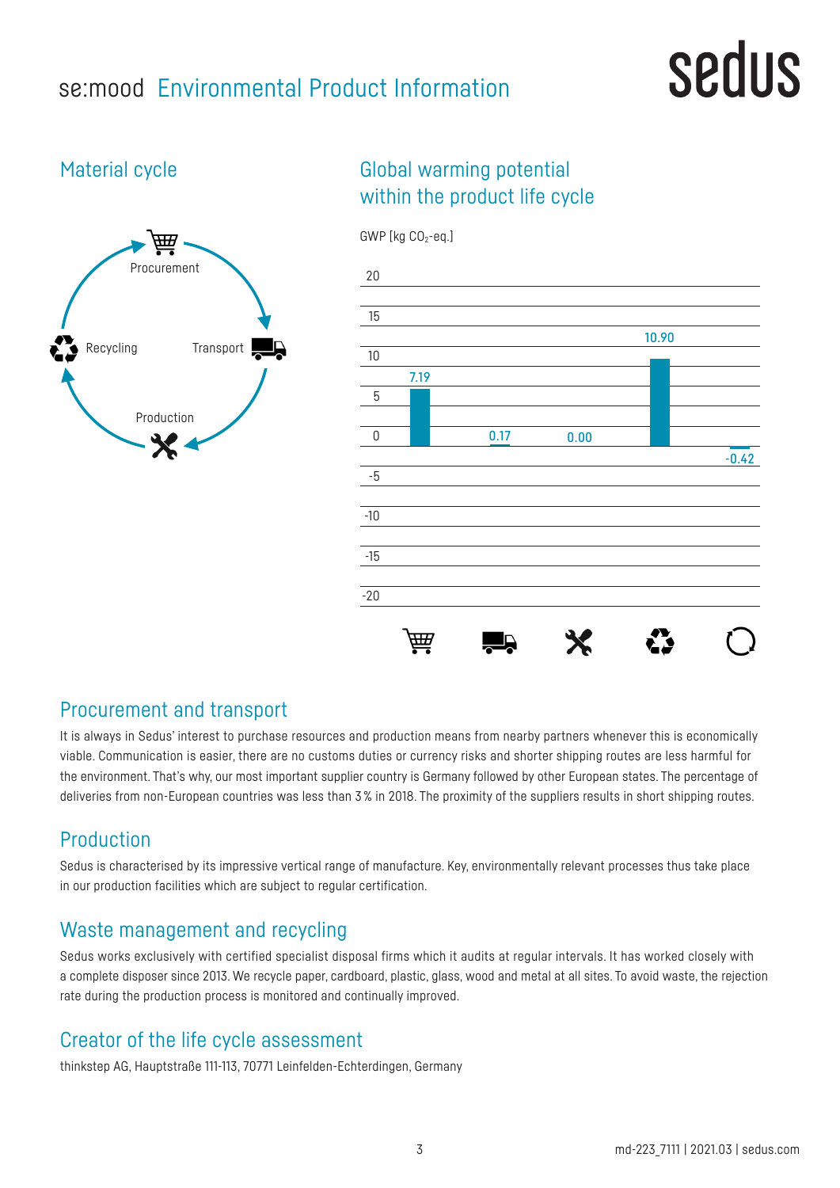# se:mood Environmental Product Information

## Material cycle

Procurement

Transport

Production

Recycling

## Global warming potential within the product life cycle

GWP [kg $CO_2$-eq.]

| Procurement | Transport | Production | Recycling | Total |
|---|---|---|---|---|
| 7.19 | 0.17 | 0.00 | 10.90 | -0.42 |

## Procurement and transport

It is always in Sedus' interest to purchase resources and production means from nearby partners whenever this is economically viable. Communication is easier, there are no customs duties or currency risks and shorter shipping routes are less harmful for the environment. That's why, our most important supplier country is Germany followed by other European states. The percentage of deliveries from non-European countries was less than 3 % in 2018. The proximity of the suppliers results in short shipping routes.

## Production

Sedus is characterised by its impressive vertical range of manufacture. Key, environmentally relevant processes thus take place in our production facilities which are subject to regular certification.

## Waste management and recycling

Sedus works exclusively with certified specialist disposal firms which it audits at regular intervals. It has worked closely with a complete disposer since 2013. We recycle paper, cardboard, plastic, glass, wood and metal at all sites. To avoid waste, the rejection rate during the production process is monitored and continually improved.

## Creator of the life cycle assessment

thinkstep AG, Hauptstraße 111-113, 70771 Leinfelden-Echterdingen, Germany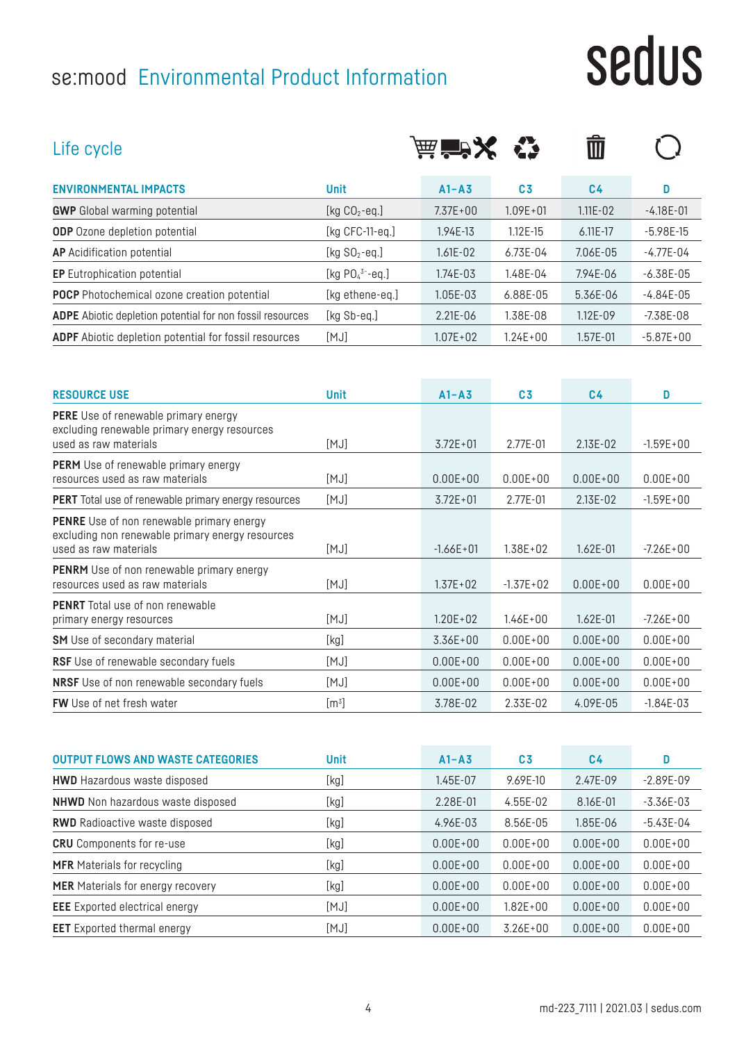# se:mood Environmental Product Information

sedus

## Life cycle

| ENVIRONMENTAL IMPACTS | Unit | A1–A3 | C3 | C4 | D |
|---|---|---|---|---|---|
| **GWP** Global warming potential | [kg $CO_2$-eq.] | 7.37E+00 | 1.09E+01 | 1.11E-02 | -4.18E-01 |
| **ODP** Ozone depletion potential | [kg CFC-11-eq.] | 1.94E-13 | 1.12E-15 | 6.11E-17 | -5.98E-15 |
| **AP** Acidification potential | [kg $SO_2$-eq.] | 1.61E-02 | 6.73E-04 | 7.06E-05 | -4.77E-04 |
| **EP** Eutrophication potential | [kg $PO_4^{3-}$-eq.] | 1.74E-03 | 1.48E-04 | 7.94E-06 | -6.38E-05 |
| **POCP** Photochemical ozone creation potential | [kg ethene-eq.] | 1.05E-03 | 6.88E-05 | 5.36E-06 | -4.84E-05 |
| **ADPE** Abiotic depletion potential for non fossil resources | [kg Sb-eq.] | 2.21E-06 | 1.38E-08 | 1.12E-09 | -7.38E-08 |
| **ADPF** Abiotic depletion potential for fossil resources | [MJ] | 1.07E+02 | 1.24E+00 | 1.57E-01 | -5.87E+00 |

| RESOURCE USE | Unit | A1–A3 | C3 | C4 | D |
|---|---|---|---|---|---|
| **PERE** Use of renewable primary energy excluding renewable primary energy resources used as raw materials | [MJ] | 3.72E+01 | 2.77E-01 | 2.13E-02 | -1.59E+00 |
| **PERM** Use of renewable primary energy resources used as raw materials | [MJ] | 0.00E+00 | 0.00E+00 | 0.00E+00 | 0.00E+00 |
| **PERT** Total use of renewable primary energy resources | [MJ] | 3.72E+01 | 2.77E-01 | 2.13E-02 | -1.59E+00 |
| **PENRE** Use of non renewable primary energy excluding non renewable primary energy resources used as raw materials | [MJ] | -1.66E+01 | 1.38E+02 | 1.62E-01 | -7.26E+00 |
| **PENRM** Use of non renewable primary energy resources used as raw materials | [MJ] | 1.37E+02 | -1.37E+02 | 0.00E+00 | 0.00E+00 |
| **PENRT** Total use of non renewable primary energy resources | [MJ] | 1.20E+02 | 1.46E+00 | 1.62E-01 | -7.26E+00 |
| **SM** Use of secondary material | [kg] | 3.36E+00 | 0.00E+00 | 0.00E+00 | 0.00E+00 |
| **RSF** Use of renewable secondary fuels | [MJ] | 0.00E+00 | 0.00E+00 | 0.00E+00 | 0.00E+00 |
| **NRSF** Use of non renewable secondary fuels | [MJ] | 0.00E+00 | 0.00E+00 | 0.00E+00 | 0.00E+00 |
| **FW** Use of net fresh water | [$m^3$] | 3.78E-02 | 2.33E-02 | 4.09E-05 | -1.84E-03 |

| OUTPUT FLOWS AND WASTE CATEGORIES | Unit | A1–A3 | C3 | C4 | D |
|---|---|---|---|---|---|
| **HWD** Hazardous waste disposed | [kg] | 1.45E-07 | 9.69E-10 | 2.47E-09 | -2.89E-09 |
| **NHWD** Non hazardous waste disposed | [kg] | 2.28E-01 | 4.55E-02 | 8.16E-01 | -3.36E-03 |
| **RWD** Radioactive waste disposed | [kg] | 4.96E-03 | 8.56E-05 | 1.85E-06 | -5.43E-04 |
| **CRU** Components for re-use | [kg] | 0.00E+00 | 0.00E+00 | 0.00E+00 | 0.00E+00 |
| **MFR** Materials for recycling | [kg] | 0.00E+00 | 0.00E+00 | 0.00E+00 | 0.00E+00 |
| **MER** Materials for energy recovery | [kg] | 0.00E+00 | 0.00E+00 | 0.00E+00 | 0.00E+00 |
| **EEE** Exported electrical energy | [MJ] | 0.00E+00 | 1.82E+00 | 0.00E+00 | 0.00E+00 |
| **EET** Exported thermal energy | [MJ] | 0.00E+00 | 3.26E+00 | 0.00E+00 | 0.00E+00 |

md-223_7111 | 2021.03 | sedus.com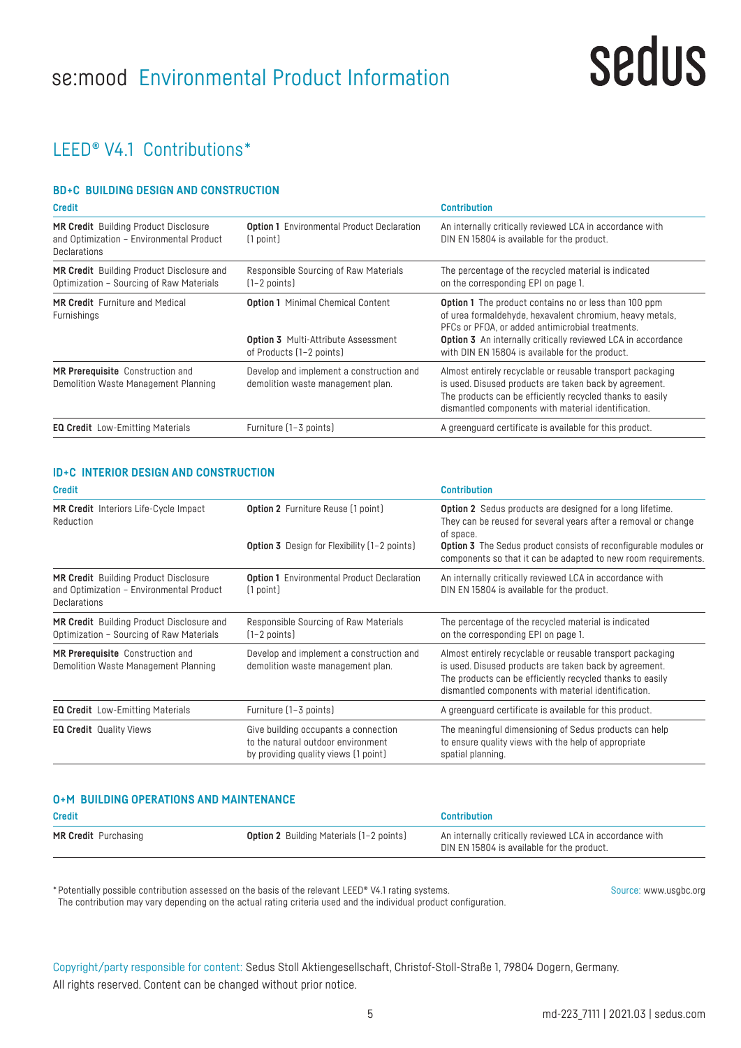# se:mood Environmental Product Information

sedus

## LEED® V4.1 Contributions*

### BD+C BUILDING DESIGN AND CONSTRUCTION

| Credit | | Contribution |
|---|---|---|
| **MR Credit** Building Product Disclosure and Optimization – Environmental Product Declarations | **Option 1** Environmental Product Declaration (1 point) | An internally critically reviewed LCA in accordance with DIN EN 15804 is available for the product. |
| **MR Credit** Building Product Disclosure and Optimization – Sourcing of Raw Materials | Responsible Sourcing of Raw Materials (1–2 points) | The percentage of the recycled material is indicated on the corresponding EPI on page 1. |
| **MR Credit** Furniture and Medical Furnishings | **Option 1** Minimal Chemical Content<br><br>**Option 3** Multi-Attribute Assessment of Products (1–2 points) | **Option 1** The product contains no or less than 100 ppm of urea formaldehyde, hexavalent chromium, heavy metals, PFCs or PFOA, or added antimicrobial treatments.<br>**Option 3** An internally critically reviewed LCA in accordance with DIN EN 15804 is available for the product. |
| **MR Prerequisite** Construction and Demolition Waste Management Planning | Develop and implement a construction and demolition waste management plan. | Almost entirely recyclable or reusable transport packaging is used. Disused products are taken back by agreement. The products can be efficiently recycled thanks to easily dismantled components with material identification. |
| **EQ Credit** Low-Emitting Materials | Furniture (1–3 points) | A greenguard certificate is available for this product. |

### ID+C INTERIOR DESIGN AND CONSTRUCTION

| Credit | | Contribution |
|---|---|---|
| **MR Credit** Interiors Life-Cycle Impact Reduction | **Option 2** Furniture Reuse (1 point)<br><br>**Option 3** Design for Flexibility (1–2 points) | **Option 2** Sedus products are designed for a long lifetime. They can be reused for several years after a removal or change of space.<br>**Option 3** The Sedus product consists of reconfigurable modules or components so that it can be adapted to new room requirements. |
| **MR Credit** Building Product Disclosure and Optimization – Environmental Product Declarations | **Option 1** Environmental Product Declaration (1 point) | An internally critically reviewed LCA in accordance with DIN EN 15804 is available for the product. |
| **MR Credit** Building Product Disclosure and Optimization – Sourcing of Raw Materials | Responsible Sourcing of Raw Materials (1–2 points) | The percentage of the recycled material is indicated on the corresponding EPI on page 1. |
| **MR Prerequisite** Construction and Demolition Waste Management Planning | Develop and implement a construction and demolition waste management plan. | Almost entirely recyclable or reusable transport packaging is used. Disused products are taken back by agreement. The products can be efficiently recycled thanks to easily dismantled components with material identification. |
| **EQ Credit** Low-Emitting Materials | Furniture (1–3 points) | A greenguard certificate is available for this product. |
| **EQ Credit** Quality Views | Give building occupants a connection to the natural outdoor environment by providing quality views (1 point) | The meaningful dimensioning of Sedus products can help to ensure quality views with the help of appropriate spatial planning. |

### O+M BUILDING OPERATIONS AND MAINTENANCE

| Credit | | Contribution |
|---|---|---|
| **MR Credit** Purchasing | **Option 2** Building Materials (1–2 points) | An internally critically reviewed LCA in accordance with DIN EN 15804 is available for the product. |

* Potentially possible contribution assessed on the basis of the relevant LEED® V4.1 rating systems.
The contribution may vary depending on the actual rating criteria used and the individual product configuration.

Source: www.usgbc.org

Copyright/party responsible for content: Sedus Stoll Aktiengesellschaft, Christof-Stoll-Straße 1, 79804 Dogern, Germany.
All rights reserved. Content can be changed without prior notice.

md-223_7111 | 2021.03 | sedus.com